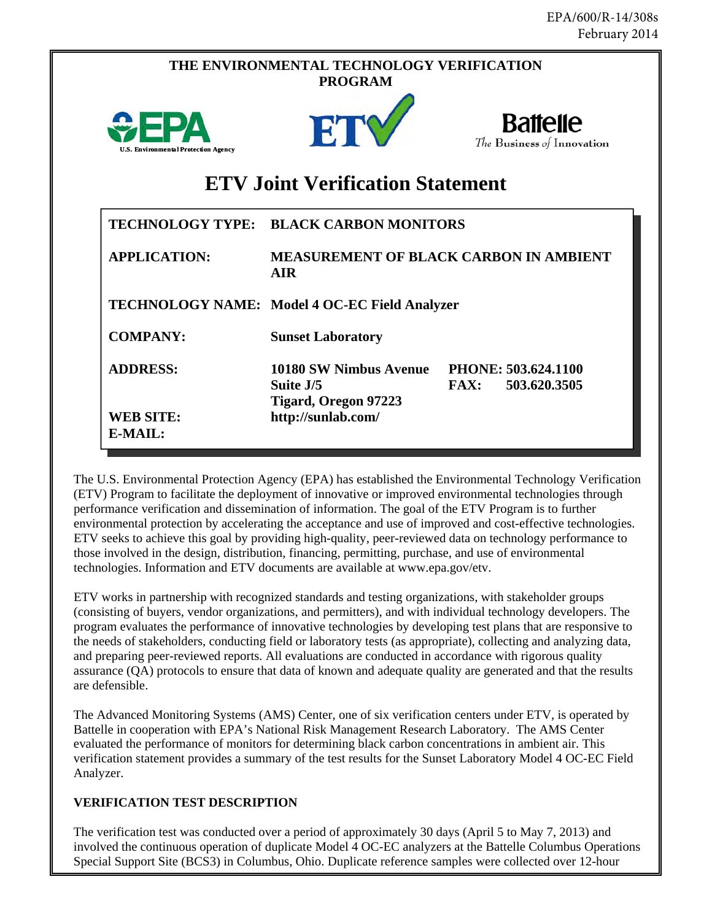EPA/600/R-14/308s
February 2014

**THE ENVIRONMENTAL TECHNOLOGY VERIFICATION PROGRAM**

U.S. Environmental Protection Agency

Battelle
*The Business of Innovation*

# ETV Joint Verification Statement

| | |
|---|---|
| **TECHNOLOGY TYPE:** | **BLACK CARBON MONITORS** |
| **APPLICATION:** | **MEASUREMENT OF BLACK CARBON IN AMBIENT AIR** |
| **TECHNOLOGY NAME:** | **Model 4 OC-EC Field Analyzer** |
| **COMPANY:** | **Sunset Laboratory** |
| **ADDRESS:** | **10180 SW Nimbus Avenue, Suite J/5, Tigard, Oregon 97223** |
| **PHONE:** | **503.624.1100** |
| **FAX:** | **503.620.3505** |
| **WEB SITE:** | **http://sunlab.com/** |
| **E-MAIL:** | |

The U.S. Environmental Protection Agency (EPA) has established the Environmental Technology Verification (ETV) Program to facilitate the deployment of innovative or improved environmental technologies through performance verification and dissemination of information. The goal of the ETV Program is to further environmental protection by accelerating the acceptance and use of improved and cost-effective technologies. ETV seeks to achieve this goal by providing high-quality, peer-reviewed data on technology performance to those involved in the design, distribution, financing, permitting, purchase, and use of environmental technologies. Information and ETV documents are available at www.epa.gov/etv.

ETV works in partnership with recognized standards and testing organizations, with stakeholder groups (consisting of buyers, vendor organizations, and permitters), and with individual technology developers. The program evaluates the performance of innovative technologies by developing test plans that are responsive to the needs of stakeholders, conducting field or laboratory tests (as appropriate), collecting and analyzing data, and preparing peer-reviewed reports. All evaluations are conducted in accordance with rigorous quality assurance (QA) protocols to ensure that data of known and adequate quality are generated and that the results are defensible.

The Advanced Monitoring Systems (AMS) Center, one of six verification centers under ETV, is operated by Battelle in cooperation with EPA's National Risk Management Research Laboratory. The AMS Center evaluated the performance of monitors for determining black carbon concentrations in ambient air. This verification statement provides a summary of the test results for the Sunset Laboratory Model 4 OC-EC Field Analyzer.

## VERIFICATION TEST DESCRIPTION

The verification test was conducted over a period of approximately 30 days (April 5 to May 7, 2013) and involved the continuous operation of duplicate Model 4 OC-EC analyzers at the Battelle Columbus Operations Special Support Site (BCS3) in Columbus, Ohio. Duplicate reference samples were collected over 12-hour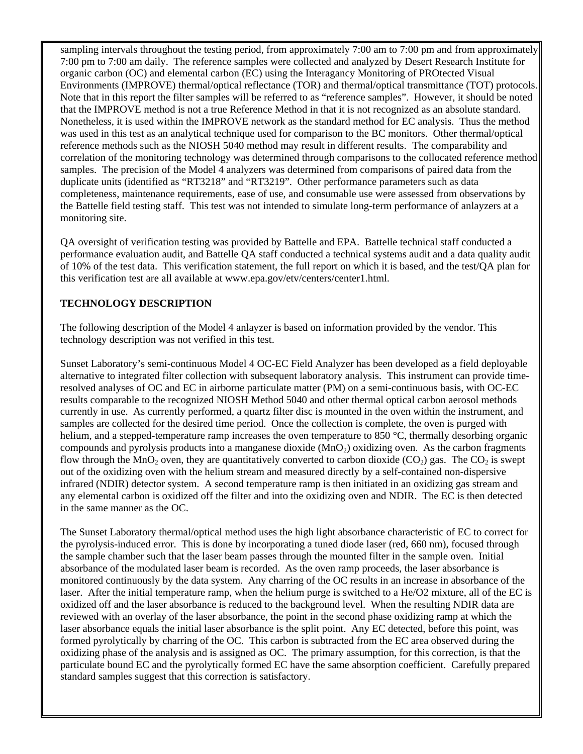sampling intervals throughout the testing period, from approximately 7:00 am to 7:00 pm and from approximately 7:00 pm to 7:00 am daily. The reference samples were collected and analyzed by Desert Research Institute for organic carbon (OC) and elemental carbon (EC) using the Interagancy Monitoring of PROtected Visual Environments (IMPROVE) thermal/optical reflectance (TOR) and thermal/optical transmittance (TOT) protocols. Note that in this report the filter samples will be referred to as "reference samples". However, it should be noted that the IMPROVE method is not a true Reference Method in that it is not recognized as an absolute standard. Nonetheless, it is used within the IMPROVE network as the standard method for EC analysis. Thus the method was used in this test as an analytical technique used for comparison to the BC monitors. Other thermal/optical reference methods such as the NIOSH 5040 method may result in different results. The comparability and correlation of the monitoring technology was determined through comparisons to the collocated reference method samples. The precision of the Model 4 analyzers was determined from comparisons of paired data from the duplicate units (identified as "RT3218" and "RT3219". Other performance parameters such as data completeness, maintenance requirements, ease of use, and consumable use were assessed from observations by the Battelle field testing staff. This test was not intended to simulate long-term performance of anlayzers at a monitoring site.

QA oversight of verification testing was provided by Battelle and EPA. Battelle technical staff conducted a performance evaluation audit, and Battelle QA staff conducted a technical systems audit and a data quality audit of 10% of the test data. This verification statement, the full report on which it is based, and the test/QA plan for this verification test are all available at www.epa.gov/etv/centers/center1.html.

**TECHNOLOGY DESCRIPTION**

The following description of the Model 4 anlayzer is based on information provided by the vendor. This technology description was not verified in this test.

Sunset Laboratory's semi-continuous Model 4 OC-EC Field Analyzer has been developed as a field deployable alternative to integrated filter collection with subsequent laboratory analysis. This instrument can provide time-resolved analyses of OC and EC in airborne particulate matter (PM) on a semi-continuous basis, with OC-EC results comparable to the recognized NIOSH Method 5040 and other thermal optical carbon aerosol methods currently in use. As currently performed, a quartz filter disc is mounted in the oven within the instrument, and samples are collected for the desired time period. Once the collection is complete, the oven is purged with helium, and a stepped-temperature ramp increases the oven temperature to 850 °C, thermally desorbing organic compounds and pyrolysis products into a manganese dioxide ($MnO_2$) oxidizing oven. As the carbon fragments flow through the $MnO_2$ oven, they are quantitatively converted to carbon dioxide ($CO_2$) gas. The $CO_2$ is swept out of the oxidizing oven with the helium stream and measured directly by a self-contained non-dispersive infrared (NDIR) detector system. A second temperature ramp is then initiated in an oxidizing gas stream and any elemental carbon is oxidized off the filter and into the oxidizing oven and NDIR. The EC is then detected in the same manner as the OC.

The Sunset Laboratory thermal/optical method uses the high light absorbance characteristic of EC to correct for the pyrolysis-induced error. This is done by incorporating a tuned diode laser (red, 660 nm), focused through the sample chamber such that the laser beam passes through the mounted filter in the sample oven. Initial absorbance of the modulated laser beam is recorded. As the oven ramp proceeds, the laser absorbance is monitored continuously by the data system. Any charring of the OC results in an increase in absorbance of the laser. After the initial temperature ramp, when the helium purge is switched to a He/O2 mixture, all of the EC is oxidized off and the laser absorbance is reduced to the background level. When the resulting NDIR data are reviewed with an overlay of the laser absorbance, the point in the second phase oxidizing ramp at which the laser absorbance equals the initial laser absorbance is the split point. Any EC detected, before this point, was formed pyrolytically by charring of the OC. This carbon is subtracted from the EC area observed during the oxidizing phase of the analysis and is assigned as OC. The primary assumption, for this correction, is that the particulate bound EC and the pyrolytically formed EC have the same absorption coefficient. Carefully prepared standard samples suggest that this correction is satisfactory.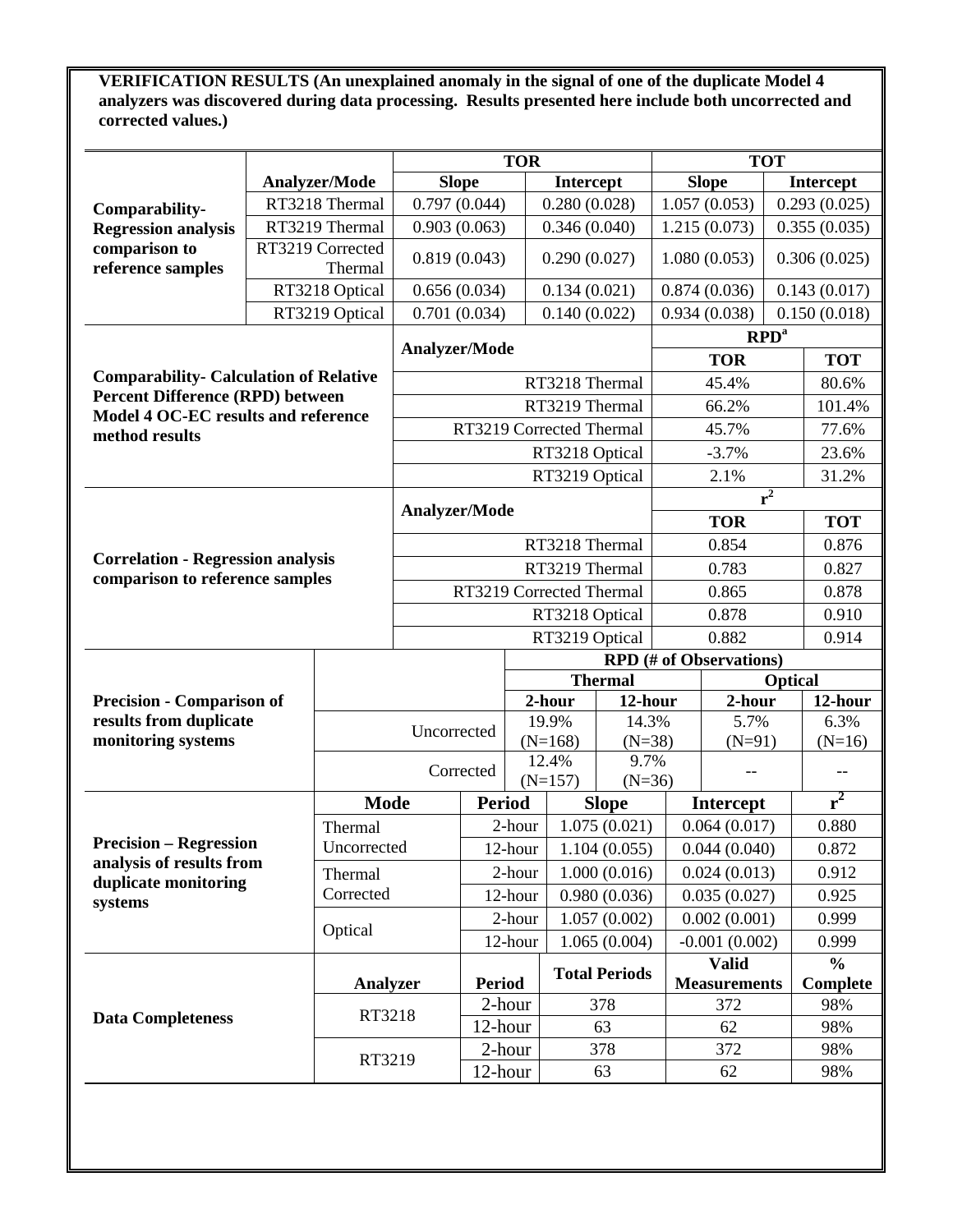**VERIFICATION RESULTS (An unexplained anomaly in the signal of one of the duplicate Model 4 analyzers was discovered during data processing. Results presented here include both uncorrected and corrected values.)**

**Comparability-Regression analysis comparison to reference samples**

| Analyzer/Mode | TOR Slope | TOR Intercept | TOT Slope | TOT Intercept |
|---|---|---|---|---|
| RT3218 Thermal | 0.797 (0.044) | 0.280 (0.028) | 1.057 (0.053) | 0.293 (0.025) |
| RT3219 Thermal | 0.903 (0.063) | 0.346 (0.040) | 1.215 (0.073) | 0.355 (0.035) |
| RT3219 Corrected Thermal | 0.819 (0.043) | 0.290 (0.027) | 1.080 (0.053) | 0.306 (0.025) |
| RT3218 Optical | 0.656 (0.034) | 0.134 (0.021) | 0.874 (0.036) | 0.143 (0.017) |
| RT3219 Optical | 0.701 (0.034) | 0.140 (0.022) | 0.934 (0.038) | 0.150 (0.018) |

**Comparability- Calculation of Relative Percent Difference (RPD) between Model 4 OC-EC results and reference method results**

| Analyzer/Mode | RPD[a] TOR | RPD[a] TOT |
|---|---|---|
| RT3218 Thermal | 45.4% | 80.6% |
| RT3219 Thermal | 66.2% | 101.4% |
| RT3219 Corrected Thermal | 45.7% | 77.6% |
| RT3218 Optical | -3.7% | 23.6% |
| RT3219 Optical | 2.1% | 31.2% |

**Correlation - Regression analysis comparison to reference samples**

| Analyzer/Mode | $r^2$ TOR | $r^2$ TOT |
|---|---|---|
| RT3218 Thermal | 0.854 | 0.876 |
| RT3219 Thermal | 0.783 | 0.827 |
| RT3219 Corrected Thermal | 0.865 | 0.878 |
| RT3218 Optical | 0.878 | 0.910 |
| RT3219 Optical | 0.882 | 0.914 |

**Precision - Comparison of results from duplicate monitoring systems**

| | RPD (# of Observations) | | | |
|---|---|---|---|---|
| | Thermal | | Optical | |
| | 2-hour | 12-hour | 2-hour | 12-hour |
| Uncorrected | 19.9% (N=168) | 14.3% (N=38) | 5.7% (N=91) | 6.3% (N=16) |
| Corrected | 12.4% (N=157) | 9.7% (N=36) | -- | -- |

**Precision – Regression analysis of results from duplicate monitoring systems**

| Mode | Period | Slope | Intercept | $r^2$ |
|---|---|---|---|---|
| Thermal Uncorrected | 2-hour | 1.075 (0.021) | 0.064 (0.017) | 0.880 |
| | 12-hour | 1.104 (0.055) | 0.044 (0.040) | 0.872 |
| Thermal Corrected | 2-hour | 1.000 (0.016) | 0.024 (0.013) | 0.912 |
| | 12-hour | 0.980 (0.036) | 0.035 (0.027) | 0.925 |
| Optical | 2-hour | 1.057 (0.002) | 0.002 (0.001) | 0.999 |
| | 12-hour | 1.065 (0.004) | -0.001 (0.002) | 0.999 |

**Data Completeness**

| Analyzer | Period | Total Periods | Valid Measurements | % Complete |
|---|---|---|---|---|
| RT3218 | 2-hour | 378 | 372 | 98% |
| | 12-hour | 63 | 62 | 98% |
| RT3219 | 2-hour | 378 | 372 | 98% |
| | 12-hour | 63 | 62 | 98% |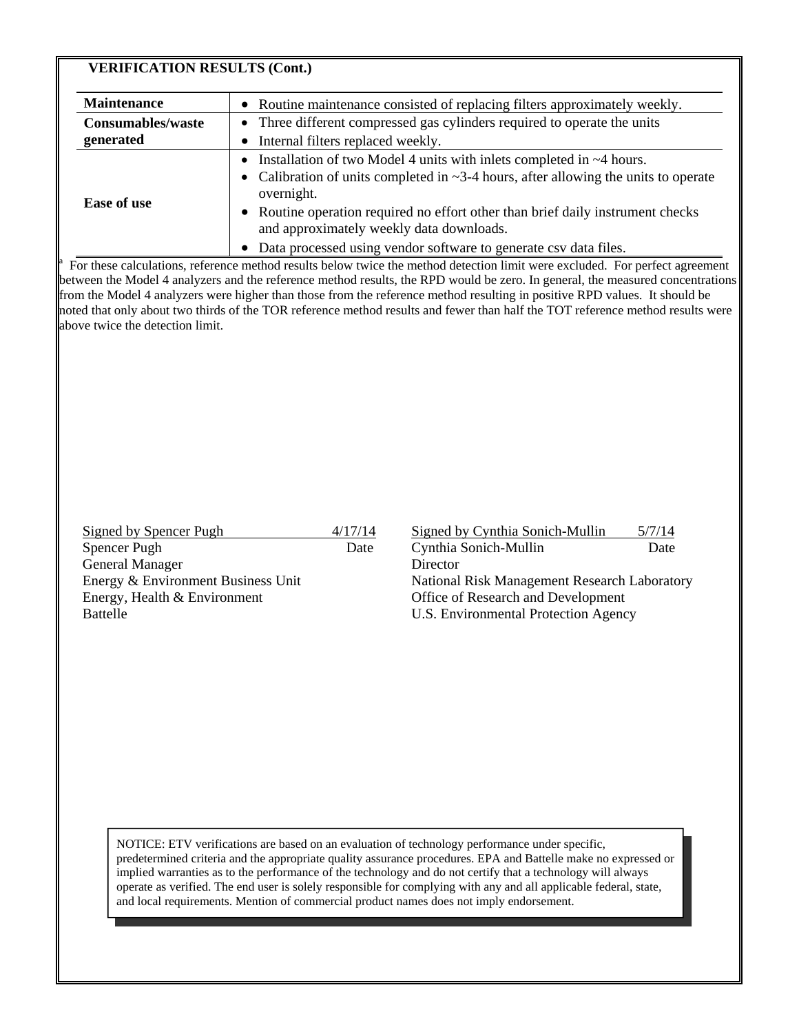**VERIFICATION RESULTS (Cont.)**

| | |
|---|---|
| **Maintenance** | • Routine maintenance consisted of replacing filters approximately weekly. |
| **Consumables/waste generated** | • Three different compressed gas cylinders required to operate the units<br>• Internal filters replaced weekly. |
| **Ease of use** | • Installation of two Model 4 units with inlets completed in ~4 hours.<br>• Calibration of units completed in ~3-4 hours, after allowing the units to operate overnight.<br>• Routine operation required no effort other than brief daily instrument checks and approximately weekly data downloads.<br>• Data processed using vendor software to generate csv data files. |

[a] For these calculations, reference method results below twice the method detection limit were excluded. For perfect agreement between the Model 4 analyzers and the reference method results, the RPD would be zero. In general, the measured concentrations from the Model 4 analyzers were higher than those from the reference method resulting in positive RPD values. It should be noted that only about two thirds of the TOR reference method results and fewer than half the TOT reference method results were above twice the detection limit.

Signed by Spencer Pugh 4/17/14
Spencer Pugh Date
General Manager
Energy & Environment Business Unit
Energy, Health & Environment
Battelle

Signed by Cynthia Sonich-Mullin 5/7/14
Cynthia Sonich-Mullin Date
Director
National Risk Management Research Laboratory
Office of Research and Development
U.S. Environmental Protection Agency

NOTICE: ETV verifications are based on an evaluation of technology performance under specific, predetermined criteria and the appropriate quality assurance procedures. EPA and Battelle make no expressed or implied warranties as to the performance of the technology and do not certify that a technology will always operate as verified. The end user is solely responsible for complying with any and all applicable federal, state, and local requirements. Mention of commercial product names does not imply endorsement.